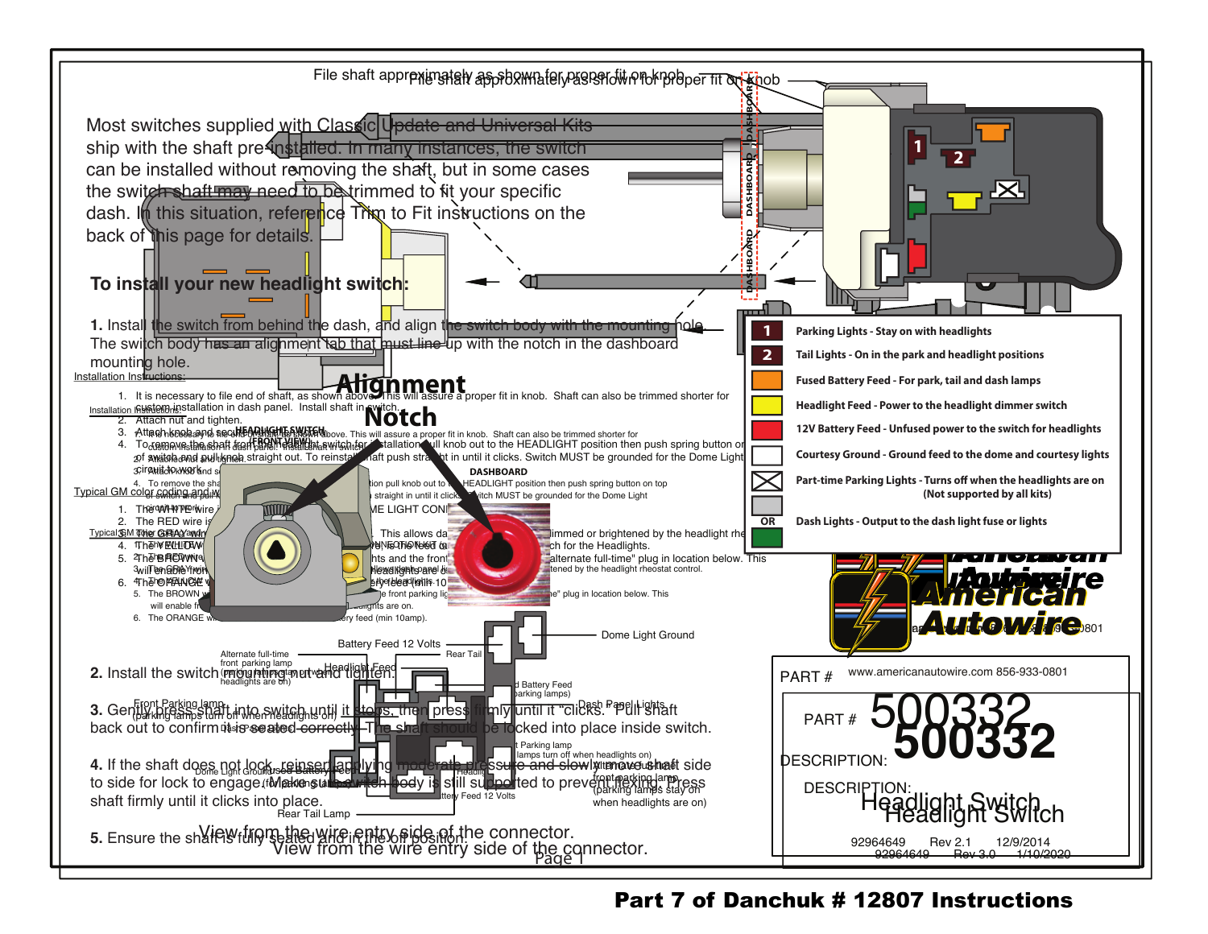File shaft approximately as shown for proper fit on knob

Most switches supplied with Classic Update and Universal Kits ship with the shaft pre-installed. In many instances, the switch can be installed without removing the shaft, but in some cases the switch shaft may need to be trimmed to fit your specific dash. In this situation, reference Trim to Fit instructions on the back of this page for details.

DASHBOARD

## To install your new headlight switch:

**1.** Install the switch from behind the dash, and align the switch body with the mounting hole. The switch body has an alignment tab that must line-up with the notch in the dashboard mounting hole.

**Alignment Notch**

**2.** Install the switch mounting nut and tighten.

**3.** Gently press shaft into switch until it stops, then press firmly until it "clicks." Pull shaft back out to confirm it is seated correctly. The shaft should be locked into place inside switch.

**4.** If the shaft does not lock, reinsert applying moderate pressure and slowly move the shaft side to side for lock to engage. Make sure switch body is still supported to prevent flexing. Press shaft firmly until it clicks into place.

**5.** Ensure the shaft is fully seated and in the off position.

| | |
|---|---|
| 1 | Parking Lights - Stay on with headlights |
| 2 | Tail Lights - On in the park and headlight positions |
| (Orange) | Fused Battery Feed - For park, tail and dash lamps |
| (Yellow) | Headlight Feed - Power to the headlight dimmer switch |
| (Red) | 12V Battery Feed - Unfused power to the switch for headlights |
| (White) | Courtesy Ground - Ground feed to the dome and courtesy lights |
| (X) | Part-time Parking Lights - Turns off when the headlights are on (Not supported by all kits) |
| (Gray) OR (Green) | Dash Lights - Output to the dash light fuse or lights |

American Autowire

www.americanautowire.com 856-933-0801

PART # **500332**

DESCRIPTION: Headlight Switch

92964649 Rev 3.0 1/10/2020

**Part 7 of Danchuk # 12807 Instructions**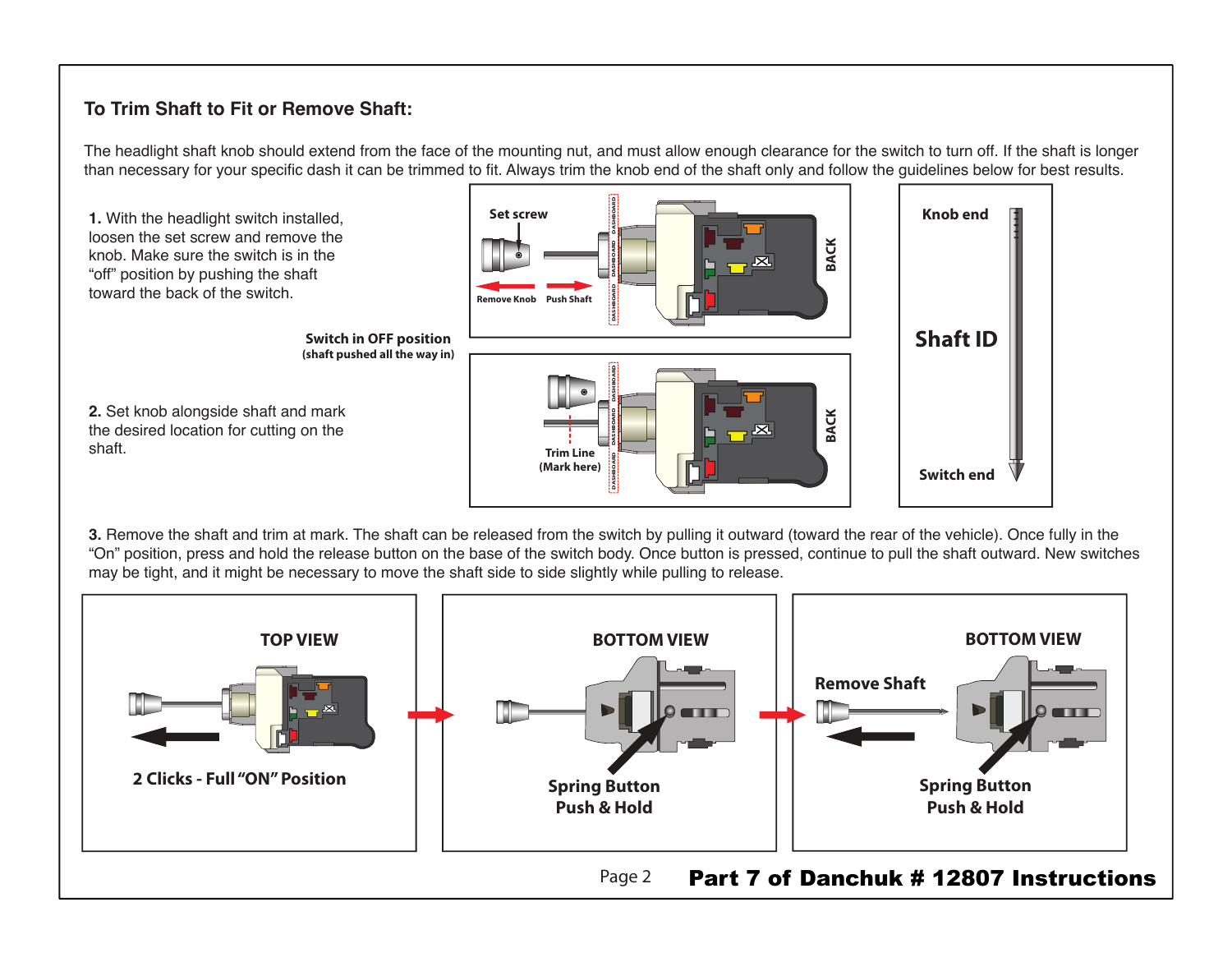## To Trim Shaft to Fit or Remove Shaft:

The headlight shaft knob should extend from the face of the mounting nut, and must allow enough clearance for the switch to turn off. If the shaft is longer than necessary for your specific dash it can be trimmed to fit. Always trim the knob end of the shaft only and follow the guidelines below for best results.

**1.** With the headlight switch installed, loosen the set screw and remove the knob. Make sure the switch is in the "off" position by pushing the shaft toward the back of the switch.

Set screw

Remove Knob

Push Shaft

DASHBOARD

BACK

**Switch in OFF position**
**(shaft pushed all the way in)**

**2.** Set knob alongside shaft and mark the desired location for cutting on the shaft.

Trim Line
(Mark here)

DASHBOARD

BACK

Knob end

**Shaft ID**

Switch end

**3.** Remove the shaft and trim at mark. The shaft can be released from the switch by pulling it outward (toward the rear of the vehicle). Once fully in the "On" position, press and hold the release button on the base of the switch body. Once button is pressed, continue to pull the shaft outward. New switches may be tight, and it might be necessary to move the shaft side to side slightly while pulling to release.

TOP VIEW

2 Clicks - Full "ON" Position

BOTTOM VIEW

Spring Button
Push & Hold

BOTTOM VIEW

Remove Shaft

Spring Button
Push & Hold

**Part 7 of Danchuk # 12807 Instructions**